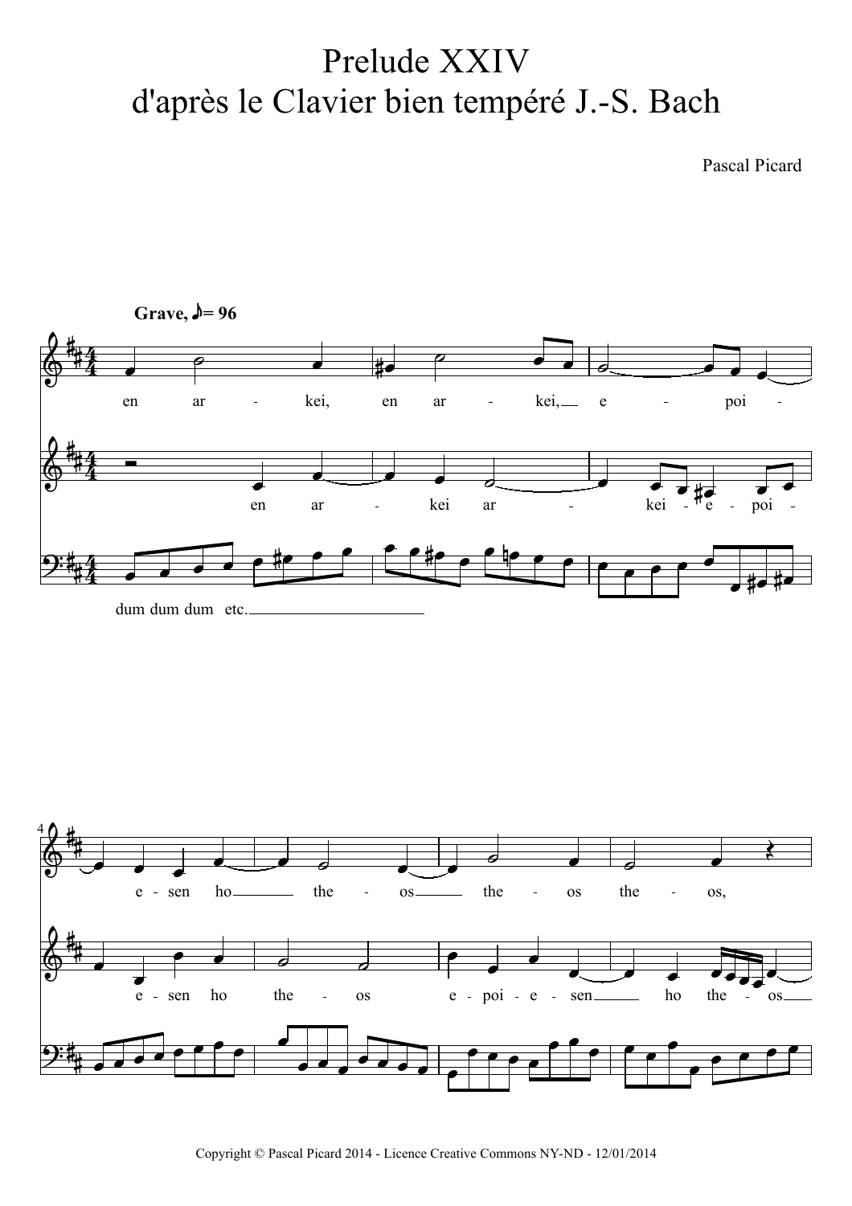# Prelude XXIV
## d'après le Clavier bien tempéré J.-S. Bach

Pascal Picard

**Grave,** ♪= 96

en ar - kei, en ar - kei, e - poi - e - sen ho the - os the - os the - os,

en ar - kei ar - kei - e - poi - e - sen ho the - os e - poi - e - sen ho the - os

dum dum dum etc.

Copyright © Pascal Picard 2014 - Licence Creative Commons NY-ND - 12/01/2014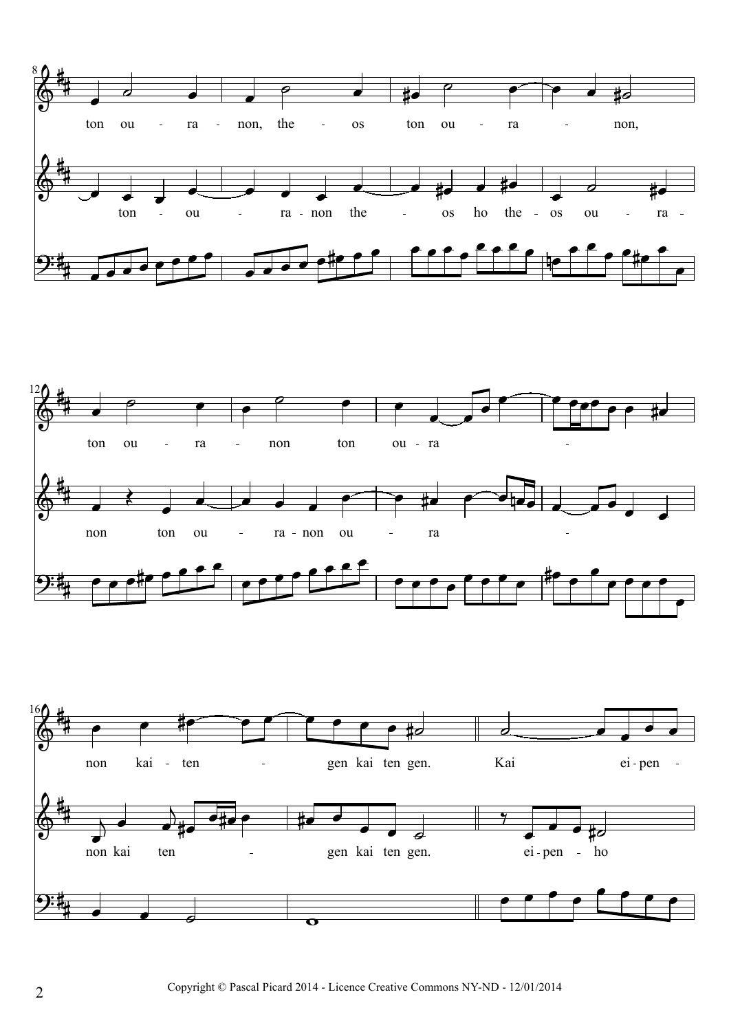ton ou - ra - non, the - os ton ou - ra - non,

ton - ou - ra - non the - os ho the - os ou - ra -

ton ou - ra - non ton ou - ra -

non ton ou - ra - non ou - ra -

non kai - ten - gen kai ten gen. Kai ei - pen -

non kai ten - gen kai ten gen. ei - pen - ho

Copyright © Pascal Picard 2014 - Licence Creative Commons NY-ND - 12/01/2014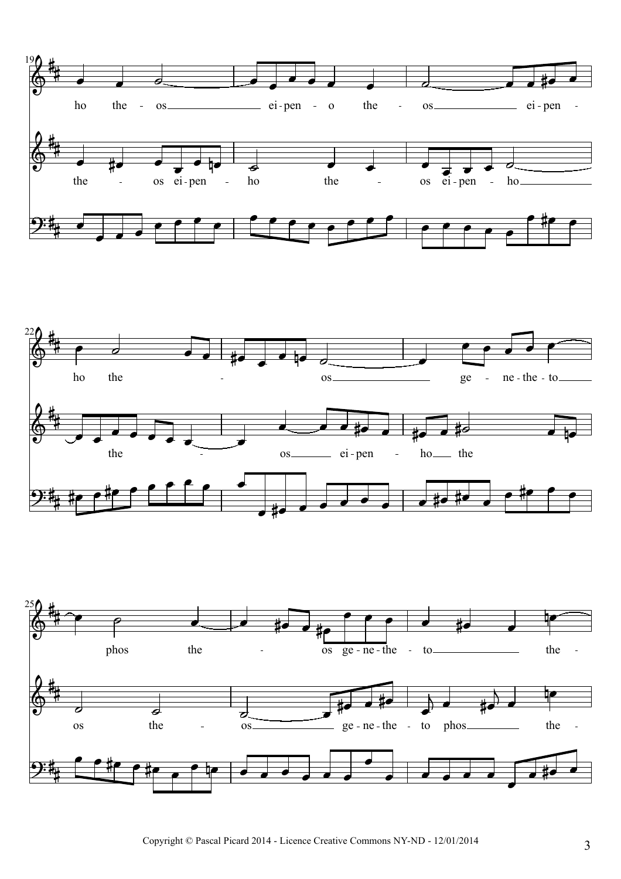19

ho the - os ei - pen - o the - os ei - pen -

the - os ei - pen - ho the - os ei - pen - ho

22

ho the - os ge - ne - the - to

the - os ei - pen - ho the

25

phos the - os ge - ne - the - to the -

os the - os ge - ne - the - to phos the -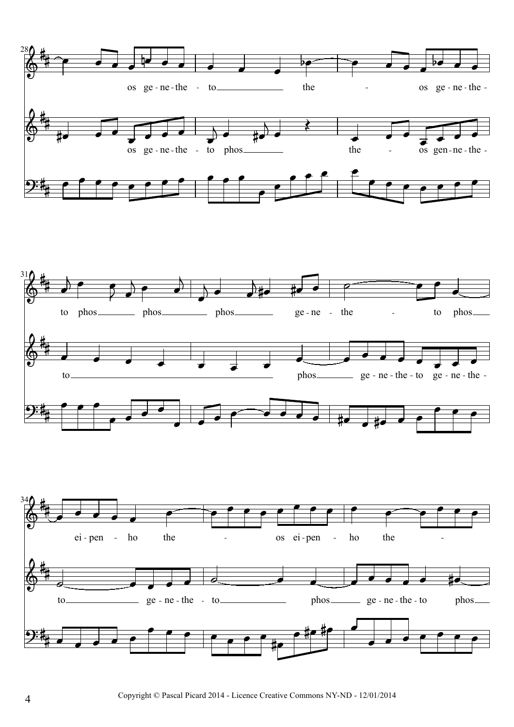os ge - ne - the - to the - os ge - ne - the -

os ge - ne - the - to phos the - os gen - ne - the -

to phos phos phos ge - ne - the - to phos

to phos ge - ne - the - to ge - ne - the -

ei - pen - ho the - os ei - pen - ho the -

to ge - ne - the - to phos ge - ne - the - to phos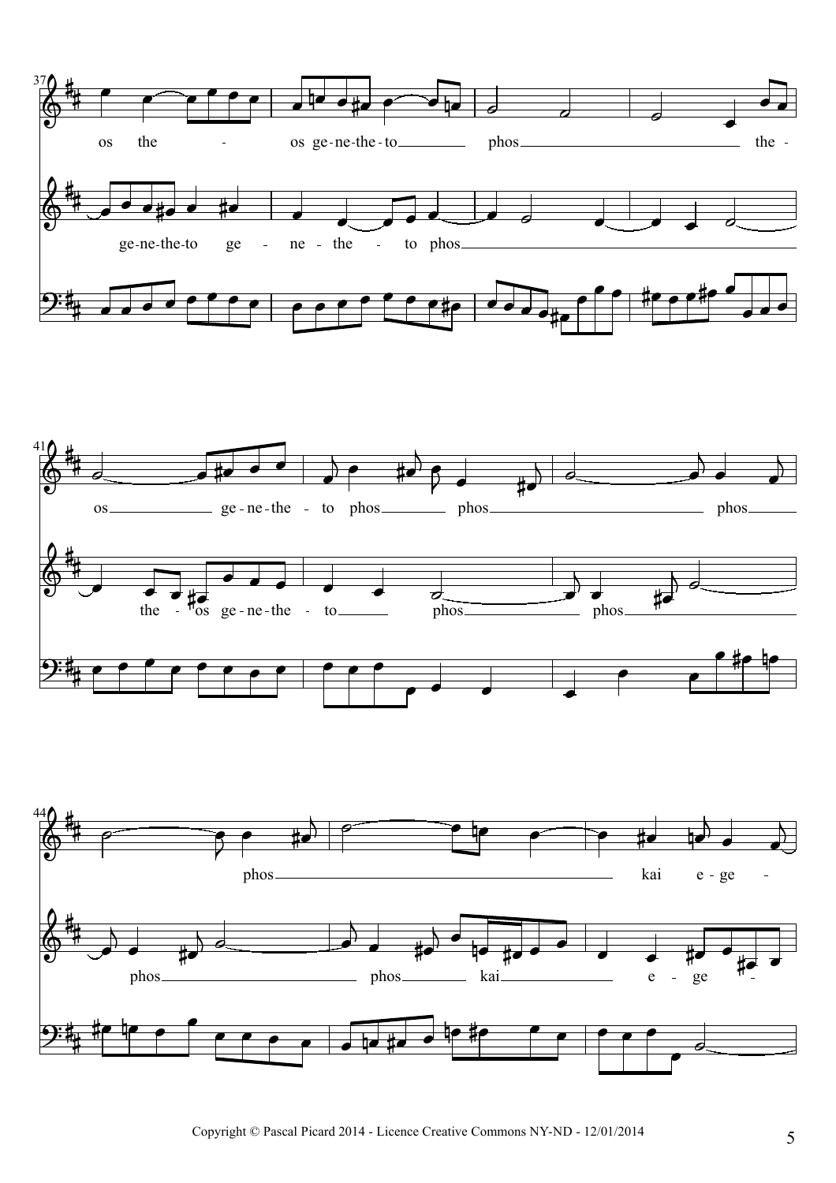37

os the - os ge-ne-the-to phos the-

ge-ne-the-to ge - ne - the - to phos

41

os ge-ne-the - to phos phos phos

the - os ge-ne-the - to phos phos

44

phos kai e-ge -

phos phos kai e - ge -

Copyright © Pascal Picard 2014 - Licence Creative Commons NY-ND - 12/01/2014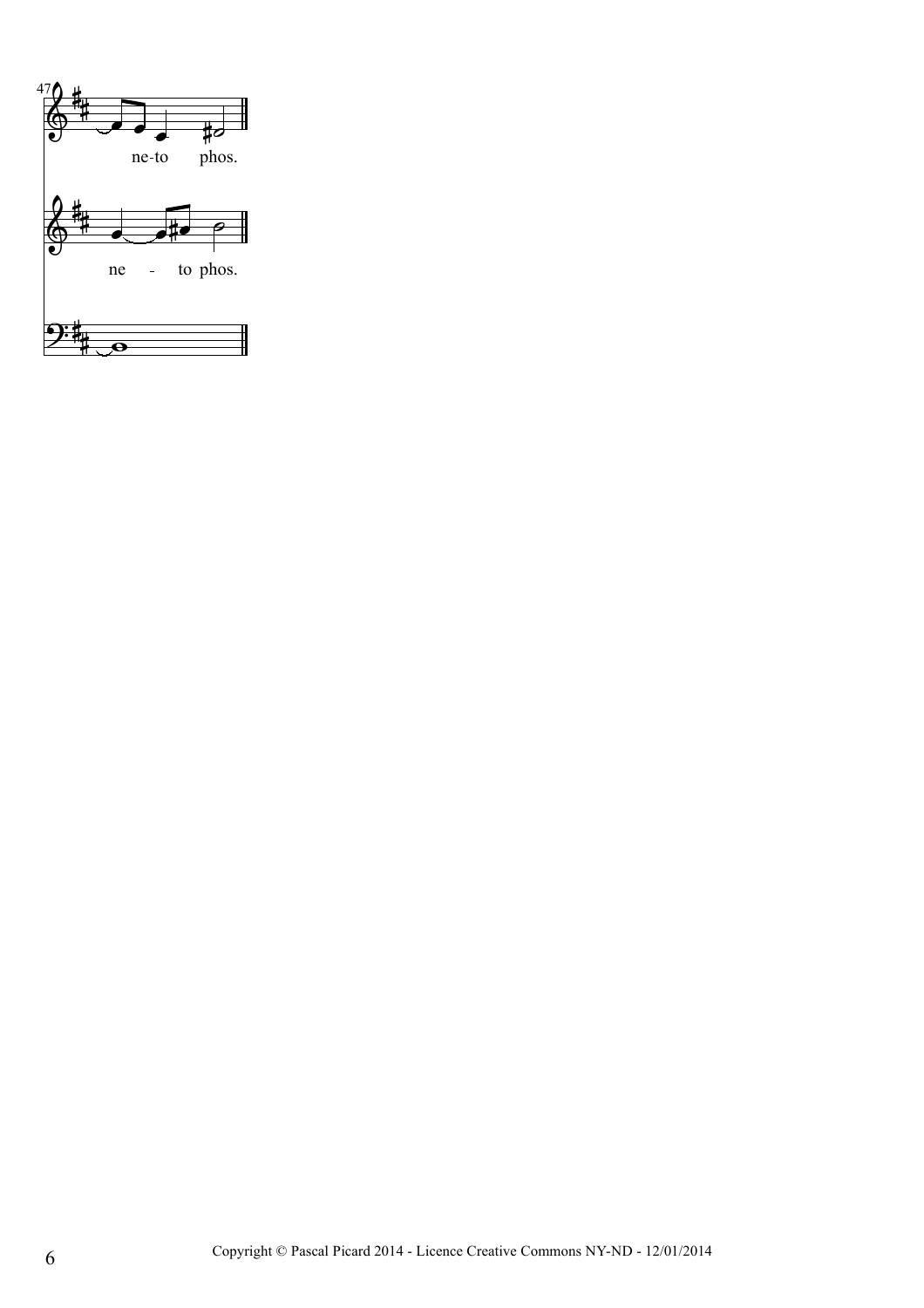47

ne-to phos.

ne - to phos.

Copyright © Pascal Picard 2014 - Licence Creative Commons NY-ND - 12/01/2014